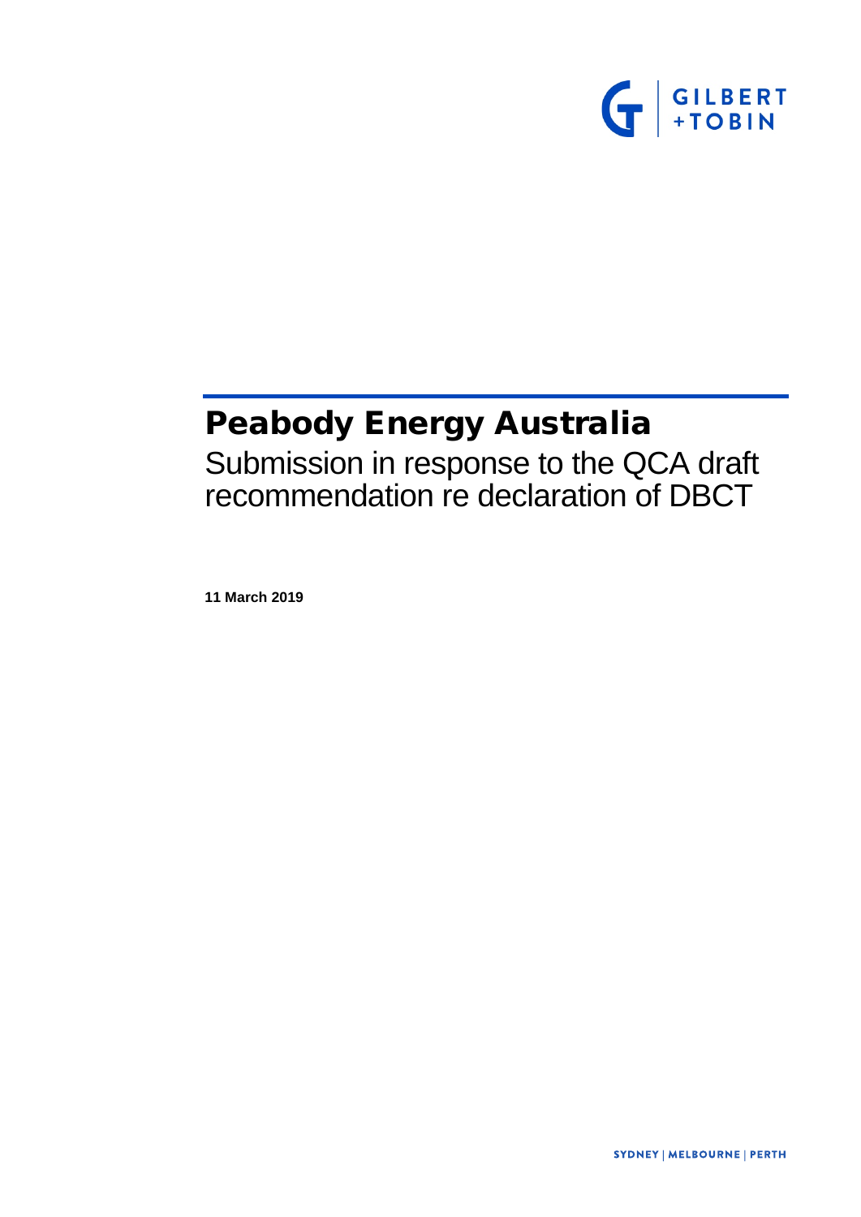GILBERT +TOBIN

# Peabody Energy Australia

## Submission in response to the QCA draft recommendation re declaration of DBCT

**11 March 2019**

SYDNEY | MELBOURNE | PERTH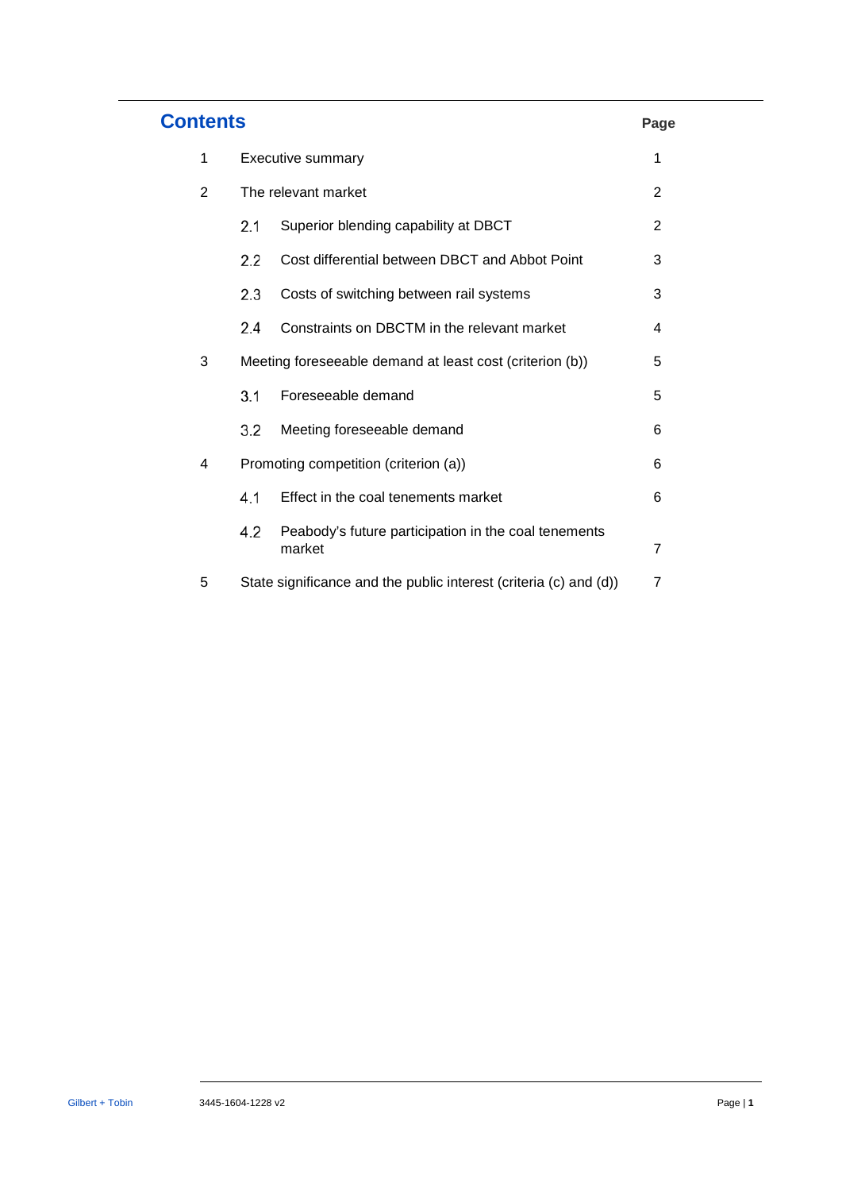## Contents

| | | Page |
|---|---|---|
| 1 | Executive summary | 1 |
| 2 | The relevant market | 2 |
| 2.1 | Superior blending capability at DBCT | 2 |
| 2.2 | Cost differential between DBCT and Abbot Point | 3 |
| 2.3 | Costs of switching between rail systems | 3 |
| 2.4 | Constraints on DBCTM in the relevant market | 4 |
| 3 | Meeting foreseeable demand at least cost (criterion (b)) | 5 |
| 3.1 | Foreseeable demand | 5 |
| 3.2 | Meeting foreseeable demand | 6 |
| 4 | Promoting competition (criterion (a)) | 6 |
| 4.1 | Effect in the coal tenements market | 6 |
| 4.2 | Peabody's future participation in the coal tenements market | 7 |
| 5 | State significance and the public interest (criteria (c) and (d)) | 7 |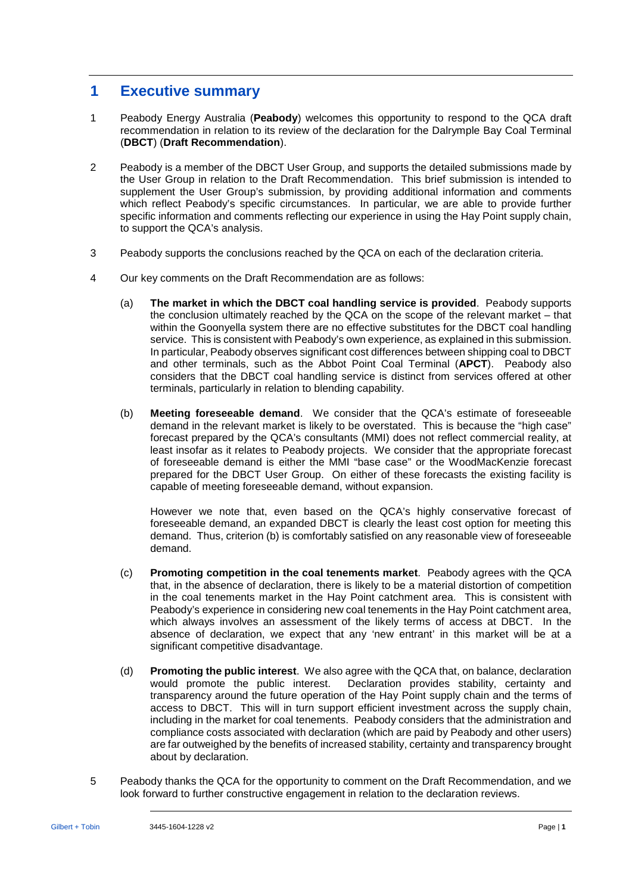# 1 Executive summary

1 Peabody Energy Australia (**Peabody**) welcomes this opportunity to respond to the QCA draft recommendation in relation to its review of the declaration for the Dalrymple Bay Coal Terminal (**DBCT**) (**Draft Recommendation**).

2 Peabody is a member of the DBCT User Group, and supports the detailed submissions made by the User Group in relation to the Draft Recommendation. This brief submission is intended to supplement the User Group's submission, by providing additional information and comments which reflect Peabody's specific circumstances. In particular, we are able to provide further specific information and comments reflecting our experience in using the Hay Point supply chain, to support the QCA's analysis.

3 Peabody supports the conclusions reached by the QCA on each of the declaration criteria.

4 Our key comments on the Draft Recommendation are as follows:

(a) **The market in which the DBCT coal handling service is provided**. Peabody supports the conclusion ultimately reached by the QCA on the scope of the relevant market – that within the Goonyella system there are no effective substitutes for the DBCT coal handling service. This is consistent with Peabody's own experience, as explained in this submission. In particular, Peabody observes significant cost differences between shipping coal to DBCT and other terminals, such as the Abbot Point Coal Terminal (**APCT**). Peabody also considers that the DBCT coal handling service is distinct from services offered at other terminals, particularly in relation to blending capability.

(b) **Meeting foreseeable demand**. We consider that the QCA's estimate of foreseeable demand in the relevant market is likely to be overstated. This is because the "high case" forecast prepared by the QCA's consultants (MMI) does not reflect commercial reality, at least insofar as it relates to Peabody projects. We consider that the appropriate forecast of foreseeable demand is either the MMI "base case" or the WoodMacKenzie forecast prepared for the DBCT User Group. On either of these forecasts the existing facility is capable of meeting foreseeable demand, without expansion.

However we note that, even based on the QCA's highly conservative forecast of foreseeable demand, an expanded DBCT is clearly the least cost option for meeting this demand. Thus, criterion (b) is comfortably satisfied on any reasonable view of foreseeable demand.

(c) **Promoting competition in the coal tenements market**. Peabody agrees with the QCA that, in the absence of declaration, there is likely to be a material distortion of competition in the coal tenements market in the Hay Point catchment area. This is consistent with Peabody's experience in considering new coal tenements in the Hay Point catchment area, which always involves an assessment of the likely terms of access at DBCT. In the absence of declaration, we expect that any 'new entrant' in this market will be at a significant competitive disadvantage.

(d) **Promoting the public interest**. We also agree with the QCA that, on balance, declaration would promote the public interest. Declaration provides stability, certainty and transparency around the future operation of the Hay Point supply chain and the terms of access to DBCT. This will in turn support efficient investment across the supply chain, including in the market for coal tenements. Peabody considers that the administration and compliance costs associated with declaration (which are paid by Peabody and other users) are far outweighed by the benefits of increased stability, certainty and transparency brought about by declaration.

5 Peabody thanks the QCA for the opportunity to comment on the Draft Recommendation, and we look forward to further constructive engagement in relation to the declaration reviews.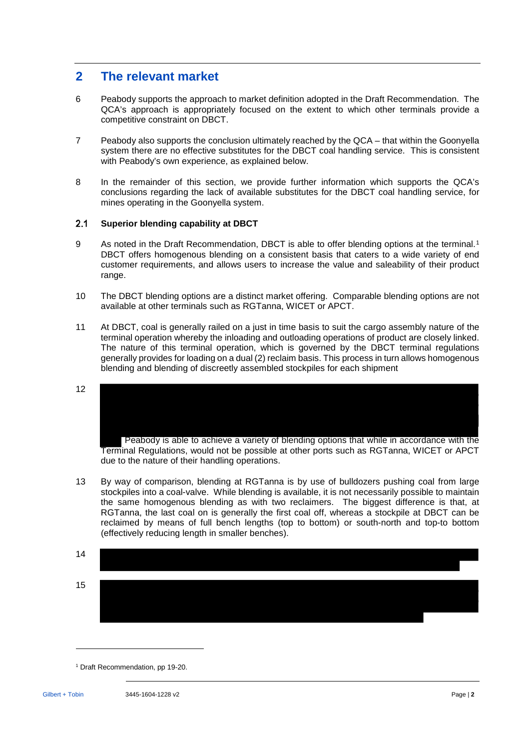## 2 The relevant market

6 Peabody supports the approach to market definition adopted in the Draft Recommendation. The QCA's approach is appropriately focused on the extent to which other terminals provide a competitive constraint on DBCT.

7 Peabody also supports the conclusion ultimately reached by the QCA – that within the Goonyella system there are no effective substitutes for the DBCT coal handling service. This is consistent with Peabody's own experience, as explained below.

8 In the remainder of this section, we provide further information which supports the QCA's conclusions regarding the lack of available substitutes for the DBCT coal handling service, for mines operating in the Goonyella system.

### 2.1 Superior blending capability at DBCT

9 As noted in the Draft Recommendation, DBCT is able to offer blending options at the terminal.[1] DBCT offers homogenous blending on a consistent basis that caters to a wide variety of end customer requirements, and allows users to increase the value and saleability of their product range.

10 The DBCT blending options are a distinct market offering. Comparable blending options are not available at other terminals such as RGTanna, WICET or APCT.

11 At DBCT, coal is generally railed on a just in time basis to suit the cargo assembly nature of the terminal operation whereby the inloading and outloading operations of product are closely linked. The nature of this terminal operation, which is governed by the DBCT terminal regulations generally provides for loading on a dual (2) reclaim basis. This process in turn allows homogenous blending and blending of discreetly assembled stockpiles for each shipment

12 [REDACTED] Peabody is able to achieve a variety of blending options that while in accordance with the Terminal Regulations, would not be possible at other ports such as RGTanna, WICET or APCT due to the nature of their handling operations.

13 By way of comparison, blending at RGTanna is by use of bulldozers pushing coal from large stockpiles into a coal-valve. While blending is available, it is not necessarily possible to maintain the same homogenous blending as with two reclaimers. The biggest difference is that, at RGTanna, the last coal on is generally the first coal off, whereas a stockpile at DBCT can be reclaimed by means of full bench lengths (top to bottom) or south-north and top-to bottom (effectively reducing length in smaller benches).

14 [REDACTED]

15 [REDACTED]

---

[1] Draft Recommendation, pp 19-20.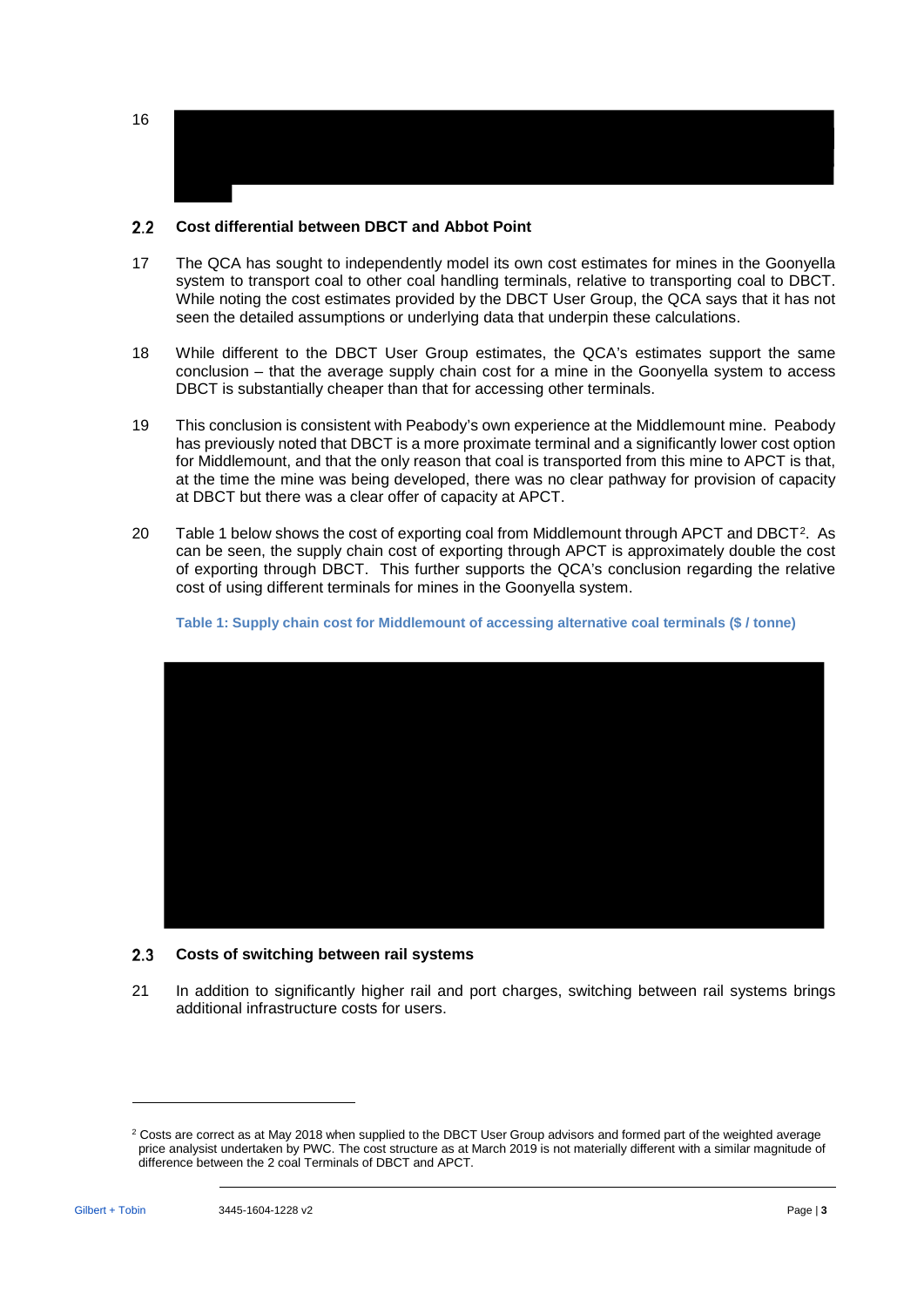16

## 2.2 Cost differential between DBCT and Abbot Point

17 The QCA has sought to independently model its own cost estimates for mines in the Goonyella system to transport coal to other coal handling terminals, relative to transporting coal to DBCT. While noting the cost estimates provided by the DBCT User Group, the QCA says that it has not seen the detailed assumptions or underlying data that underpin these calculations.

18 While different to the DBCT User Group estimates, the QCA's estimates support the same conclusion – that the average supply chain cost for a mine in the Goonyella system to access DBCT is substantially cheaper than that for accessing other terminals.

19 This conclusion is consistent with Peabody's own experience at the Middlemount mine. Peabody has previously noted that DBCT is a more proximate terminal and a significantly lower cost option for Middlemount, and that the only reason that coal is transported from this mine to APCT is that, at the time the mine was being developed, there was no clear pathway for provision of capacity at DBCT but there was a clear offer of capacity at APCT.

20 Table 1 below shows the cost of exporting coal from Middlemount through APCT and DBCT[2]. As can be seen, the supply chain cost of exporting through APCT is approximately double the cost of exporting through DBCT. This further supports the QCA's conclusion regarding the relative cost of using different terminals for mines in the Goonyella system.

**Table 1: Supply chain cost for Middlemount of accessing alternative coal terminals ($ / tonne)**

## 2.3 Costs of switching between rail systems

21 In addition to significantly higher rail and port charges, switching between rail systems brings additional infrastructure costs for users.

[2] Costs are correct as at May 2018 when supplied to the DBCT User Group advisors and formed part of the weighted average price analysist undertaken by PWC. The cost structure as at March 2019 is not materially different with a similar magnitude of difference between the 2 coal Terminals of DBCT and APCT.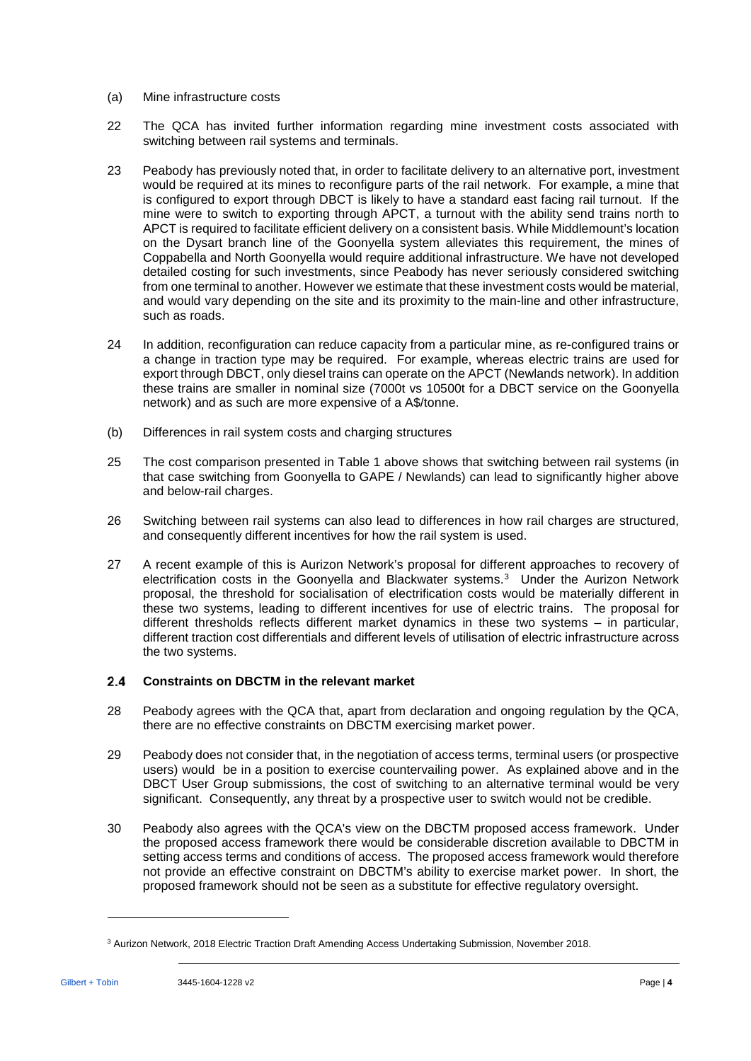(a) Mine infrastructure costs

22 The QCA has invited further information regarding mine investment costs associated with switching between rail systems and terminals.

23 Peabody has previously noted that, in order to facilitate delivery to an alternative port, investment would be required at its mines to reconfigure parts of the rail network. For example, a mine that is configured to export through DBCT is likely to have a standard east facing rail turnout. If the mine were to switch to exporting through APCT, a turnout with the ability send trains north to APCT is required to facilitate efficient delivery on a consistent basis. While Middlemount's location on the Dysart branch line of the Goonyella system alleviates this requirement, the mines of Coppabella and North Goonyella would require additional infrastructure. We have not developed detailed costing for such investments, since Peabody has never seriously considered switching from one terminal to another. However we estimate that these investment costs would be material, and would vary depending on the site and its proximity to the main-line and other infrastructure, such as roads.

24 In addition, reconfiguration can reduce capacity from a particular mine, as re-configured trains or a change in traction type may be required. For example, whereas electric trains are used for export through DBCT, only diesel trains can operate on the APCT (Newlands network). In addition these trains are smaller in nominal size (7000t vs 10500t for a DBCT service on the Goonyella network) and as such are more expensive of a A$/tonne.

(b) Differences in rail system costs and charging structures

25 The cost comparison presented in Table 1 above shows that switching between rail systems (in that case switching from Goonyella to GAPE / Newlands) can lead to significantly higher above and below-rail charges.

26 Switching between rail systems can also lead to differences in how rail charges are structured, and consequently different incentives for how the rail system is used.

27 A recent example of this is Aurizon Network's proposal for different approaches to recovery of electrification costs in the Goonyella and Blackwater systems.[3] Under the Aurizon Network proposal, the threshold for socialisation of electrification costs would be materially different in these two systems, leading to different incentives for use of electric trains. The proposal for different thresholds reflects different market dynamics in these two systems – in particular, different traction cost differentials and different levels of utilisation of electric infrastructure across the two systems.

### 2.4 Constraints on DBCTM in the relevant market

28 Peabody agrees with the QCA that, apart from declaration and ongoing regulation by the QCA, there are no effective constraints on DBCTM exercising market power.

29 Peabody does not consider that, in the negotiation of access terms, terminal users (or prospective users) would be in a position to exercise countervailing power. As explained above and in the DBCT User Group submissions, the cost of switching to an alternative terminal would be very significant. Consequently, any threat by a prospective user to switch would not be credible.

30 Peabody also agrees with the QCA's view on the DBCTM proposed access framework. Under the proposed access framework there would be considerable discretion available to DBCTM in setting access terms and conditions of access. The proposed access framework would therefore not provide an effective constraint on DBCTM's ability to exercise market power. In short, the proposed framework should not be seen as a substitute for effective regulatory oversight.

---

[3] Aurizon Network, 2018 Electric Traction Draft Amending Access Undertaking Submission, November 2018.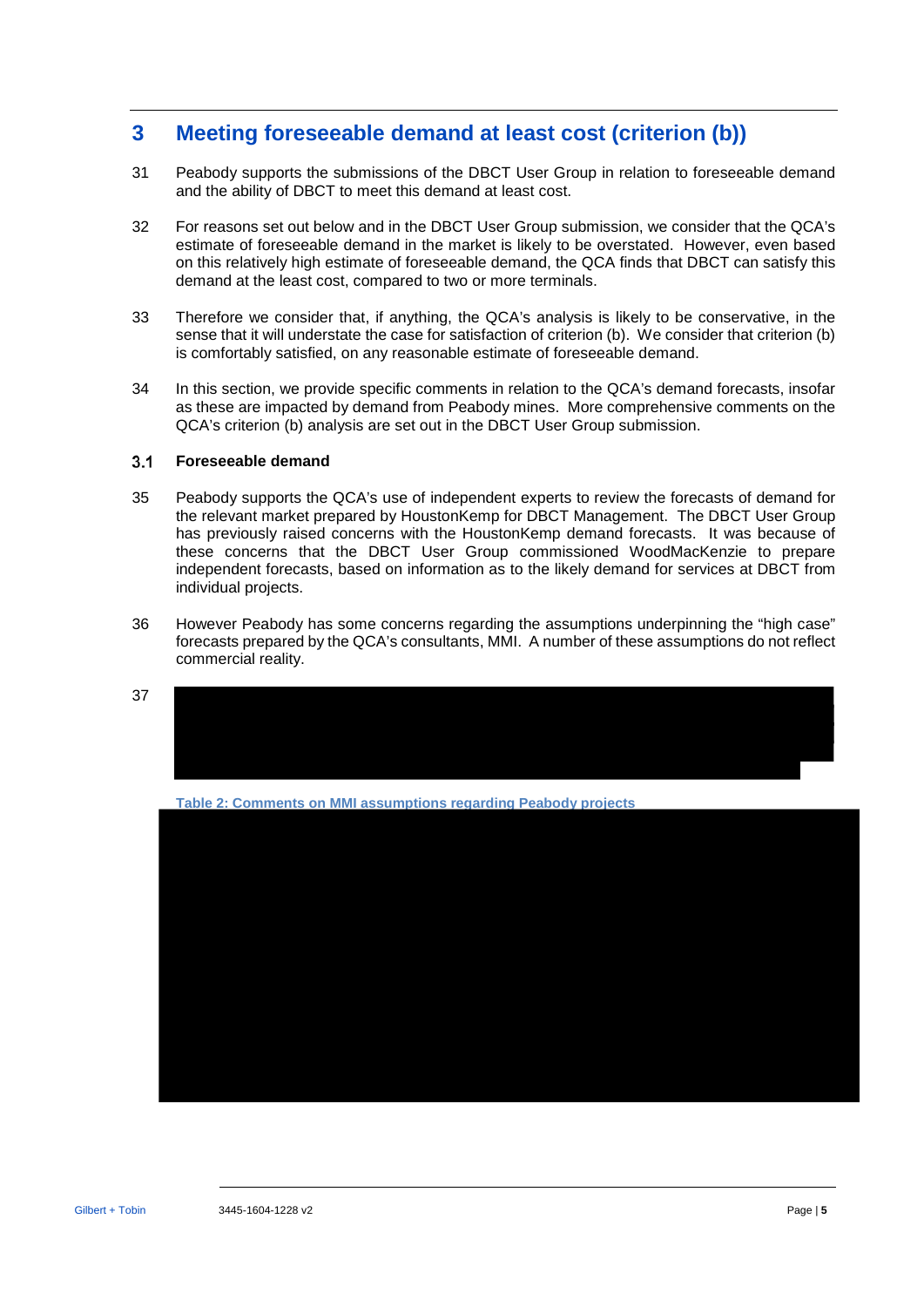## 3 Meeting foreseeable demand at least cost (criterion (b))

31 Peabody supports the submissions of the DBCT User Group in relation to foreseeable demand and the ability of DBCT to meet this demand at least cost.

32 For reasons set out below and in the DBCT User Group submission, we consider that the QCA's estimate of foreseeable demand in the market is likely to be overstated. However, even based on this relatively high estimate of foreseeable demand, the QCA finds that DBCT can satisfy this demand at the least cost, compared to two or more terminals.

33 Therefore we consider that, if anything, the QCA's analysis is likely to be conservative, in the sense that it will understate the case for satisfaction of criterion (b). We consider that criterion (b) is comfortably satisfied, on any reasonable estimate of foreseeable demand.

34 In this section, we provide specific comments in relation to the QCA's demand forecasts, insofar as these are impacted by demand from Peabody mines. More comprehensive comments on the QCA's criterion (b) analysis are set out in the DBCT User Group submission.

### 3.1 Foreseeable demand

35 Peabody supports the QCA's use of independent experts to review the forecasts of demand for the relevant market prepared by HoustonKemp for DBCT Management. The DBCT User Group has previously raised concerns with the HoustonKemp demand forecasts. It was because of these concerns that the DBCT User Group commissioned WoodMacKenzie to prepare independent forecasts, based on information as to the likely demand for services at DBCT from individual projects.

36 However Peabody has some concerns regarding the assumptions underpinning the "high case" forecasts prepared by the QCA's consultants, MMI. A number of these assumptions do not reflect commercial reality.

37

Table 2: Comments on MMI assumptions regarding Peabody projects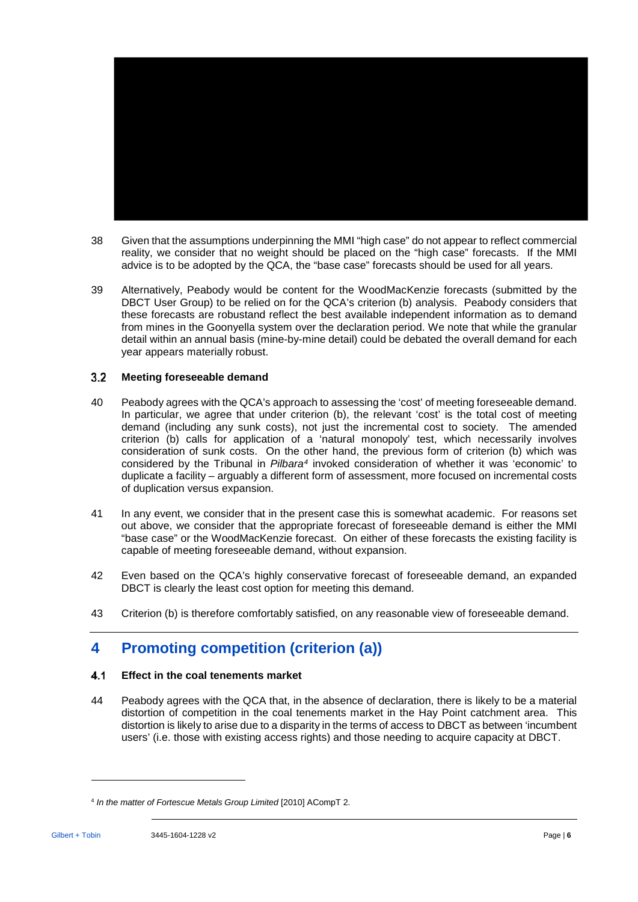38 Given that the assumptions underpinning the MMI "high case" do not appear to reflect commercial reality, we consider that no weight should be placed on the "high case" forecasts. If the MMI advice is to be adopted by the QCA, the "base case" forecasts should be used for all years.

39 Alternatively, Peabody would be content for the WoodMacKenzie forecasts (submitted by the DBCT User Group) to be relied on for the QCA's criterion (b) analysis. Peabody considers that these forecasts are robustand reflect the best available independent information as to demand from mines in the Goonyella system over the declaration period. We note that while the granular detail within an annual basis (mine-by-mine detail) could be debated the overall demand for each year appears materially robust.

### 3.2 Meeting foreseeable demand

40 Peabody agrees with the QCA's approach to assessing the 'cost' of meeting foreseeable demand. In particular, we agree that under criterion (b), the relevant 'cost' is the total cost of meeting demand (including any sunk costs), not just the incremental cost to society. The amended criterion (b) calls for application of a 'natural monopoly' test, which necessarily involves consideration of sunk costs. On the other hand, the previous form of criterion (b) which was considered by the Tribunal in *Pilbara*[4] invoked consideration of whether it was 'economic' to duplicate a facility – arguably a different form of assessment, more focused on incremental costs of duplication versus expansion.

41 In any event, we consider that in the present case this is somewhat academic. For reasons set out above, we consider that the appropriate forecast of foreseeable demand is either the MMI "base case" or the WoodMacKenzie forecast. On either of these forecasts the existing facility is capable of meeting foreseeable demand, without expansion.

42 Even based on the QCA's highly conservative forecast of foreseeable demand, an expanded DBCT is clearly the least cost option for meeting this demand.

43 Criterion (b) is therefore comfortably satisfied, on any reasonable view of foreseeable demand.

## 4 Promoting competition (criterion (a))

### 4.1 Effect in the coal tenements market

44 Peabody agrees with the QCA that, in the absence of declaration, there is likely to be a material distortion of competition in the coal tenements market in the Hay Point catchment area. This distortion is likely to arise due to a disparity in the terms of access to DBCT as between 'incumbent users' (i.e. those with existing access rights) and those needing to acquire capacity at DBCT.

---

[4] *In the matter of Fortescue Metals Group Limited* [2010] ACompT 2.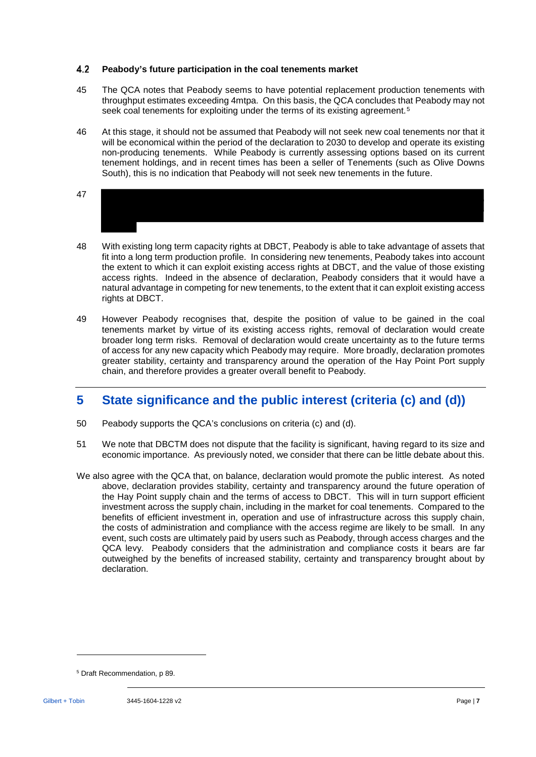### 4.2 Peabody's future participation in the coal tenements market

45 The QCA notes that Peabody seems to have potential replacement production tenements with throughput estimates exceeding 4mtpa. On this basis, the QCA concludes that Peabody may not seek coal tenements for exploiting under the terms of its existing agreement.[5]

46 At this stage, it should not be assumed that Peabody will not seek new coal tenements nor that it will be economical within the period of the declaration to 2030 to develop and operate its existing non-producing tenements. While Peabody is currently assessing options based on its current tenement holdings, and in recent times has been a seller of Tenements (such as Olive Downs South), this is no indication that Peabody will not seek new tenements in the future.

47

48 With existing long term capacity rights at DBCT, Peabody is able to take advantage of assets that fit into a long term production profile. In considering new tenements, Peabody takes into account the extent to which it can exploit existing access rights at DBCT, and the value of those existing access rights. Indeed in the absence of declaration, Peabody considers that it would have a natural advantage in competing for new tenements, to the extent that it can exploit existing access rights at DBCT.

49 However Peabody recognises that, despite the position of value to be gained in the coal tenements market by virtue of its existing access rights, removal of declaration would create broader long term risks. Removal of declaration would create uncertainty as to the future terms of access for any new capacity which Peabody may require. More broadly, declaration promotes greater stability, certainty and transparency around the operation of the Hay Point Port supply chain, and therefore provides a greater overall benefit to Peabody.

## 5 State significance and the public interest (criteria (c) and (d))

50 Peabody supports the QCA's conclusions on criteria (c) and (d).

51 We note that DBCTM does not dispute that the facility is significant, having regard to its size and economic importance. As previously noted, we consider that there can be little debate about this.

We also agree with the QCA that, on balance, declaration would promote the public interest. As noted above, declaration provides stability, certainty and transparency around the future operation of the Hay Point supply chain and the terms of access to DBCT. This will in turn support efficient investment across the supply chain, including in the market for coal tenements. Compared to the benefits of efficient investment in, operation and use of infrastructure across this supply chain, the costs of administration and compliance with the access regime are likely to be small. In any event, such costs are ultimately paid by users such as Peabody, through access charges and the QCA levy. Peabody considers that the administration and compliance costs it bears are far outweighed by the benefits of increased stability, certainty and transparency brought about by declaration.

[5] Draft Recommendation, p 89.